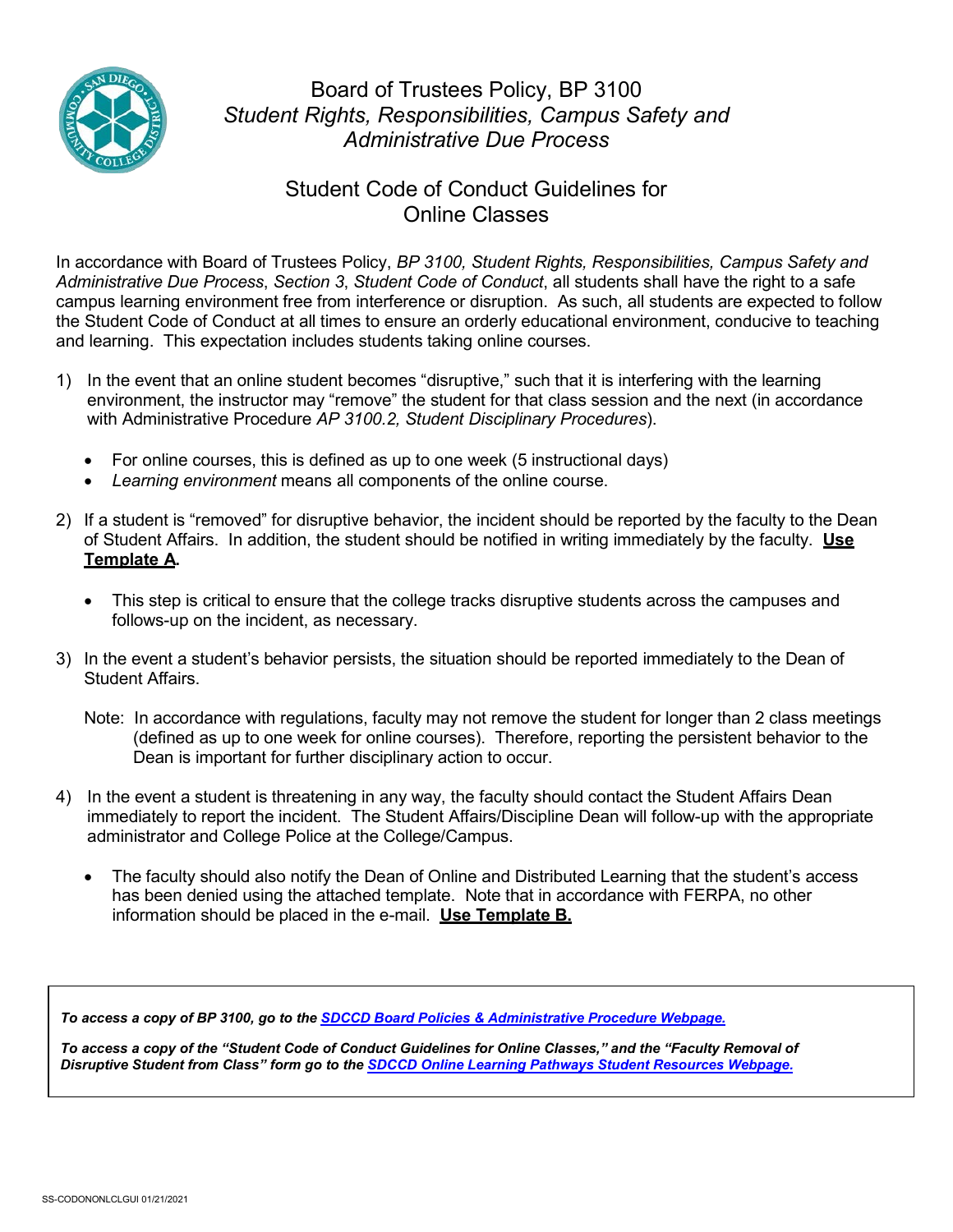# Board of Trustees Policy, BP 3100

## *Student Rights, Responsibilities, Campus Safety and Administrative Due Process*

## Student Code of Conduct Guidelines for Online Classes

In accordance with Board of Trustees Policy, *BP 3100, Student Rights, Responsibilities, Campus Safety and Administrative Due Process*, *Section 3*, *Student Code of Conduct*, all students shall have the right to a safe campus learning environment free from interference or disruption. As such, all students are expected to follow the Student Code of Conduct at all times to ensure an orderly educational environment, conducive to teaching and learning. This expectation includes students taking online courses.

1) In the event that an online student becomes "disruptive," such that it is interfering with the learning environment, the instructor may "remove" the student for that class session and the next (in accordance with Administrative Procedure *AP 3100.2, Student Disciplinary Procedures*).

   - For online courses, this is defined as up to one week (5 instructional days)
   - *Learning environment* means all components of the online course.

2) If a student is "removed" for disruptive behavior, the incident should be reported by the faculty to the Dean of Student Affairs. In addition, the student should be notified in writing immediately by the faculty. **Use Template A.**

   - This step is critical to ensure that the college tracks disruptive students across the campuses and follows-up on the incident, as necessary.

3) In the event a student's behavior persists, the situation should be reported immediately to the Dean of Student Affairs.

   Note: In accordance with regulations, faculty may not remove the student for longer than 2 class meetings (defined as up to one week for online courses). Therefore, reporting the persistent behavior to the Dean is important for further disciplinary action to occur.

4) In the event a student is threatening in any way, the faculty should contact the Student Affairs Dean immediately to report the incident. The Student Affairs/Discipline Dean will follow-up with the appropriate administrator and College Police at the College/Campus.

   - The faculty should also notify the Dean of Online and Distributed Learning that the student's access has been denied using the attached template. Note that in accordance with FERPA, no other information should be placed in the e-mail. **Use Template B.**

***To access a copy of BP 3100, go to the [SDCCD Board Policies & Administrative Procedure Webpage.](#)***

***To access a copy of the "Student Code of Conduct Guidelines for Online Classes," and the "Faculty Removal of Disruptive Student from Class" form go to the [SDCCD Online Learning Pathways Student Resources Webpage.](#)***

SS-CODONONLCLGUI 01/21/2021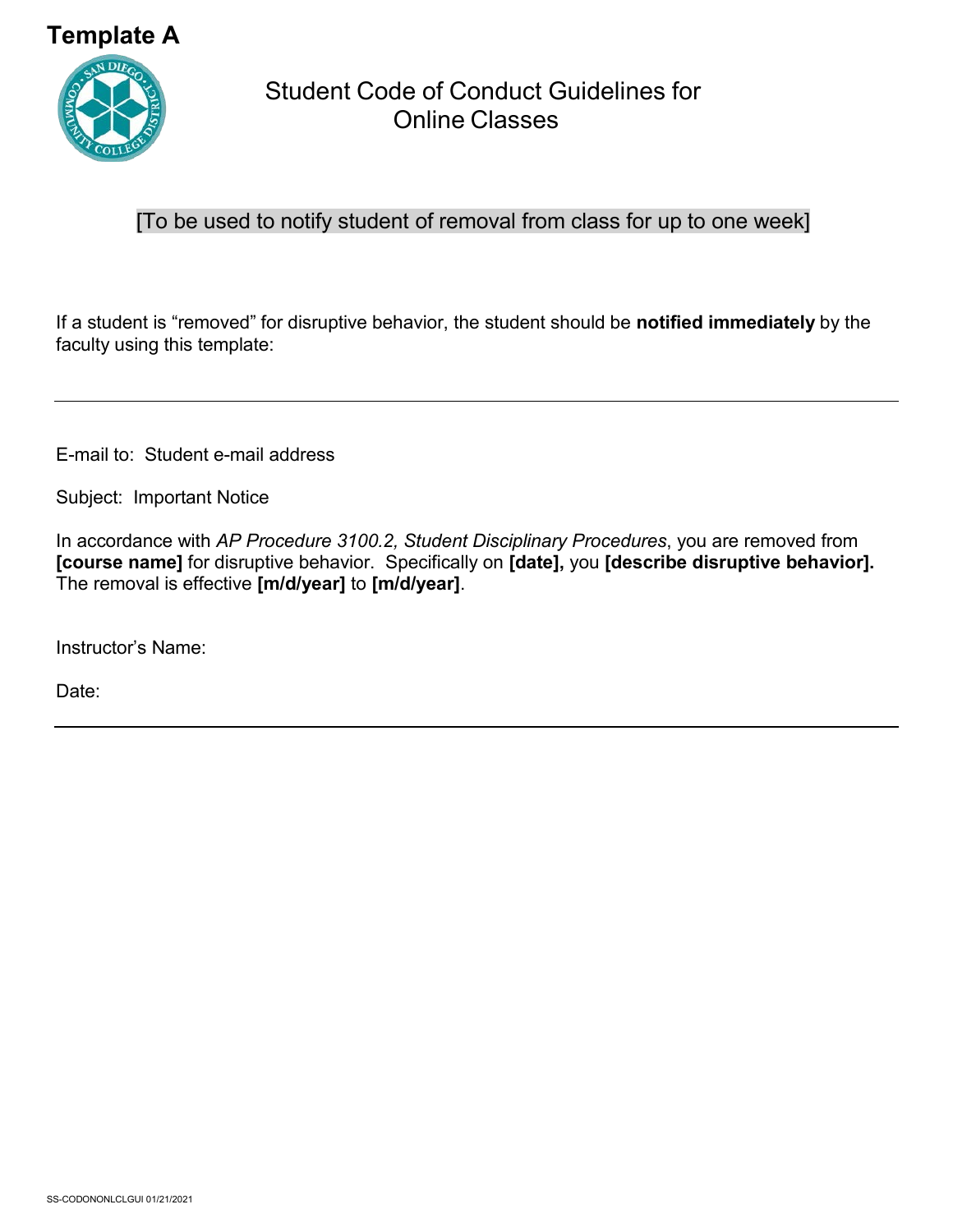# Template A

## Student Code of Conduct Guidelines for Online Classes

[To be used to notify student of removal from class for up to one week]

If a student is "removed" for disruptive behavior, the student should be **notified immediately** by the faculty using this template:

---

E-mail to: Student e-mail address

Subject: Important Notice

In accordance with *AP Procedure 3100.2, Student Disciplinary Procedures*, you are removed from **[course name]** for disruptive behavior. Specifically on **[date],** you **[describe disruptive behavior].** The removal is effective **[m/d/year]** to **[m/d/year]**.

Instructor's Name:

Date:

---

SS-CODONONLCLGUI 01/21/2021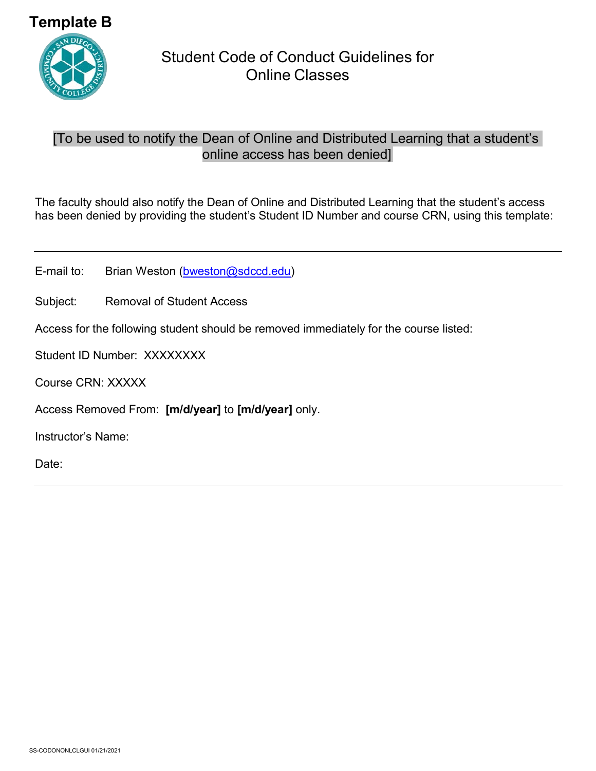# Template B

## Student Code of Conduct Guidelines for Online Classes

[To be used to notify the Dean of Online and Distributed Learning that a student's online access has been denied]

The faculty should also notify the Dean of Online and Distributed Learning that the student's access has been denied by providing the student's Student ID Number and course CRN, using this template:

---

E-mail to: Brian Weston (bweston@sdccd.edu)

Subject: Removal of Student Access

Access for the following student should be removed immediately for the course listed:

Student ID Number: XXXXXXXX

Course CRN: XXXXX

Access Removed From: **[m/d/year]** to **[m/d/year]** only.

Instructor's Name:

Date:

---

SS-CODONONLCLGUI 01/21/2021